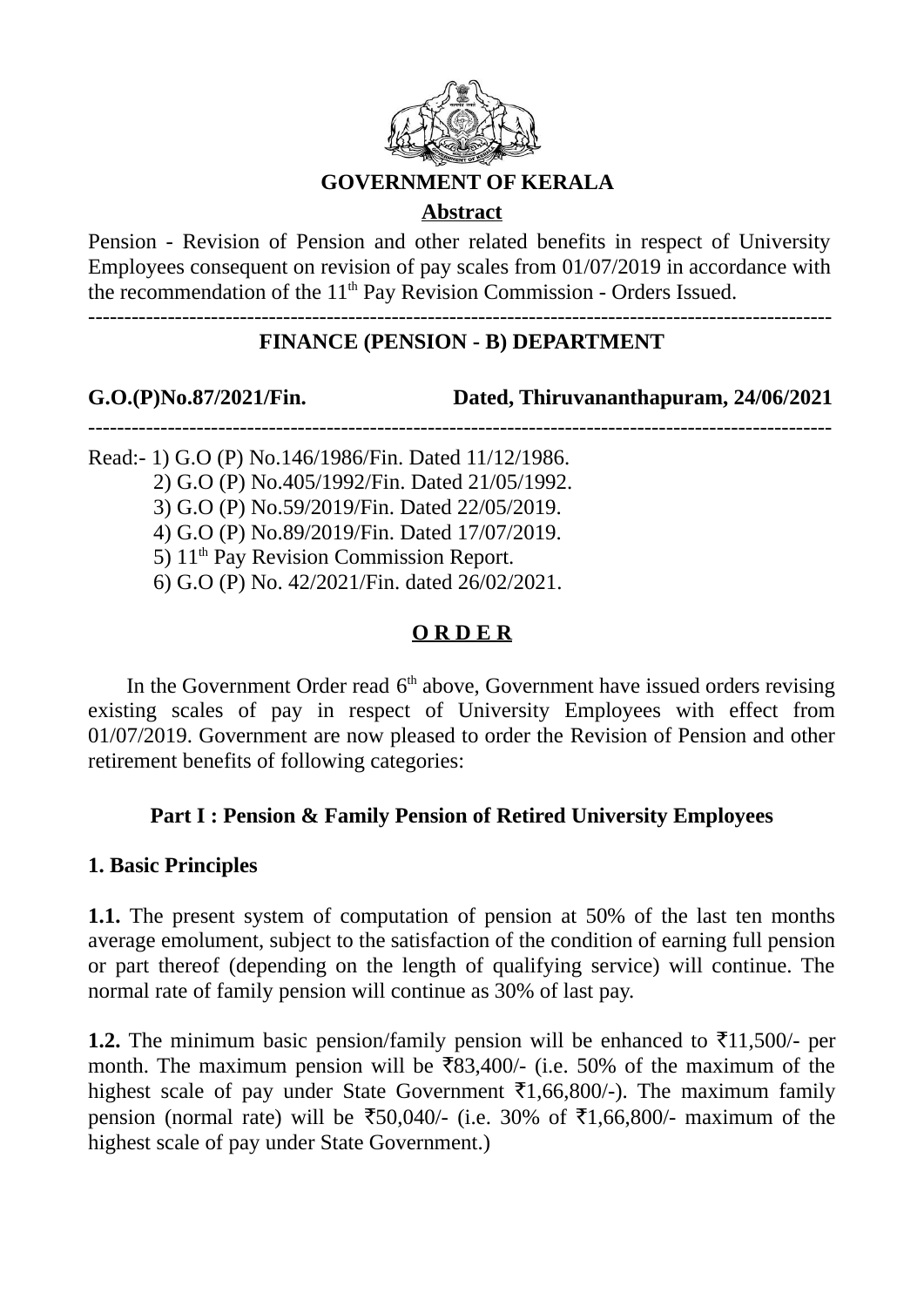**GOVERNMENT OF KERALA**

**Abstract**

Pension - Revision of Pension and other related benefits in respect of University Employees consequent on revision of pay scales from 01/07/2019 in accordance with the recommendation of the 11th Pay Revision Commission - Orders Issued.

---

**FINANCE (PENSION - B) DEPARTMENT**

**G.O.(P)No.87/2021/Fin.** **Dated, Thiruvananthapuram, 24/06/2021**

---

Read:- 1) G.O (P) No.146/1986/Fin. Dated 11/12/1986.
2) G.O (P) No.405/1992/Fin. Dated 21/05/1992.
3) G.O (P) No.59/2019/Fin. Dated 22/05/2019.
4) G.O (P) No.89/2019/Fin. Dated 17/07/2019.
5) 11th Pay Revision Commission Report.
6) G.O (P) No. 42/2021/Fin. dated 26/02/2021.

**O R D E R**

In the Government Order read 6th above, Government have issued orders revising existing scales of pay in respect of University Employees with effect from 01/07/2019. Government are now pleased to order the Revision of Pension and other retirement benefits of following categories:

**Part I : Pension & Family Pension of Retired University Employees**

**1. Basic Principles**

**1.1.** The present system of computation of pension at 50% of the last ten months average emolument, subject to the satisfaction of the condition of earning full pension or part thereof (depending on the length of qualifying service) will continue. The normal rate of family pension will continue as 30% of last pay.

**1.2.** The minimum basic pension/family pension will be enhanced to ₹11,500/- per month. The maximum pension will be ₹83,400/- (i.e. 50% of the maximum of the highest scale of pay under State Government ₹1,66,800/-). The maximum family pension (normal rate) will be ₹50,040/- (i.e. 30% of ₹1,66,800/- maximum of the highest scale of pay under State Government.)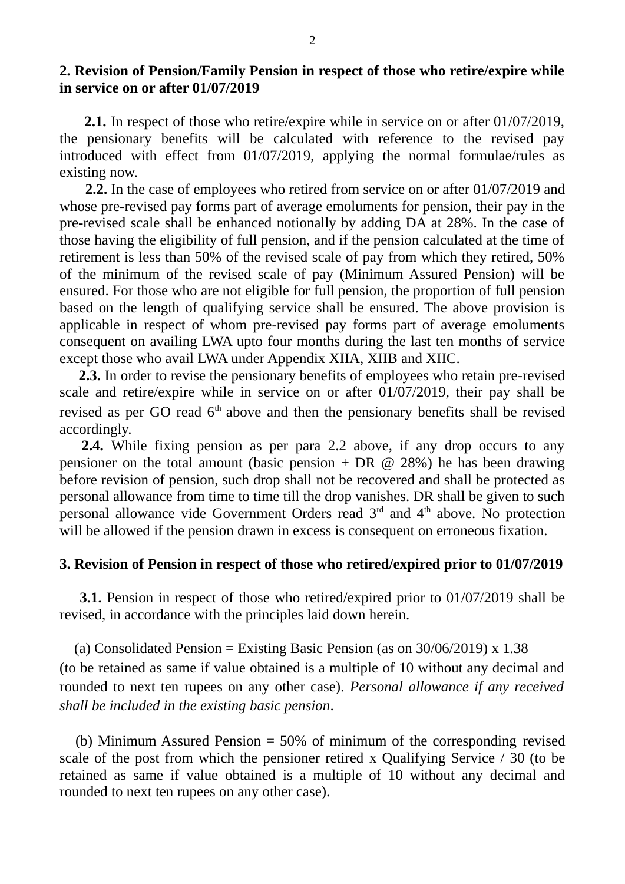## 2. Revision of Pension/Family Pension in respect of those who retire/expire while in service on or after 01/07/2019

**2.1.** In respect of those who retire/expire while in service on or after 01/07/2019, the pensionary benefits will be calculated with reference to the revised pay introduced with effect from 01/07/2019, applying the normal formulae/rules as existing now.

**2.2.** In the case of employees who retired from service on or after 01/07/2019 and whose pre-revised pay forms part of average emoluments for pension, their pay in the pre-revised scale shall be enhanced notionally by adding DA at 28%. In the case of those having the eligibility of full pension, and if the pension calculated at the time of retirement is less than 50% of the revised scale of pay from which they retired, 50% of the minimum of the revised scale of pay (Minimum Assured Pension) will be ensured. For those who are not eligible for full pension, the proportion of full pension based on the length of qualifying service shall be ensured. The above provision is applicable in respect of whom pre-revised pay forms part of average emoluments consequent on availing LWA upto four months during the last ten months of service except those who avail LWA under Appendix XIIA, XIIB and XIIC.

**2.3.** In order to revise the pensionary benefits of employees who retain pre-revised scale and retire/expire while in service on or after 01/07/2019, their pay shall be revised as per GO read 6th above and then the pensionary benefits shall be revised accordingly.

**2.4.** While fixing pension as per para 2.2 above, if any drop occurs to any pensioner on the total amount (basic pension + DR @ 28%) he has been drawing before revision of pension, such drop shall not be recovered and shall be protected as personal allowance from time to time till the drop vanishes. DR shall be given to such personal allowance vide Government Orders read 3rd and 4th above. No protection will be allowed if the pension drawn in excess is consequent on erroneous fixation.

## 3. Revision of Pension in respect of those who retired/expired prior to 01/07/2019

**3.1.** Pension in respect of those who retired/expired prior to 01/07/2019 shall be revised, in accordance with the principles laid down herein.

(a) Consolidated Pension = Existing Basic Pension (as on 30/06/2019) x 1.38 (to be retained as same if value obtained is a multiple of 10 without any decimal and rounded to next ten rupees on any other case). *Personal allowance if any received shall be included in the existing basic pension*.

(b) Minimum Assured Pension = 50% of minimum of the corresponding revised scale of the post from which the pensioner retired x Qualifying Service / 30 (to be retained as same if value obtained is a multiple of 10 without any decimal and rounded to next ten rupees on any other case).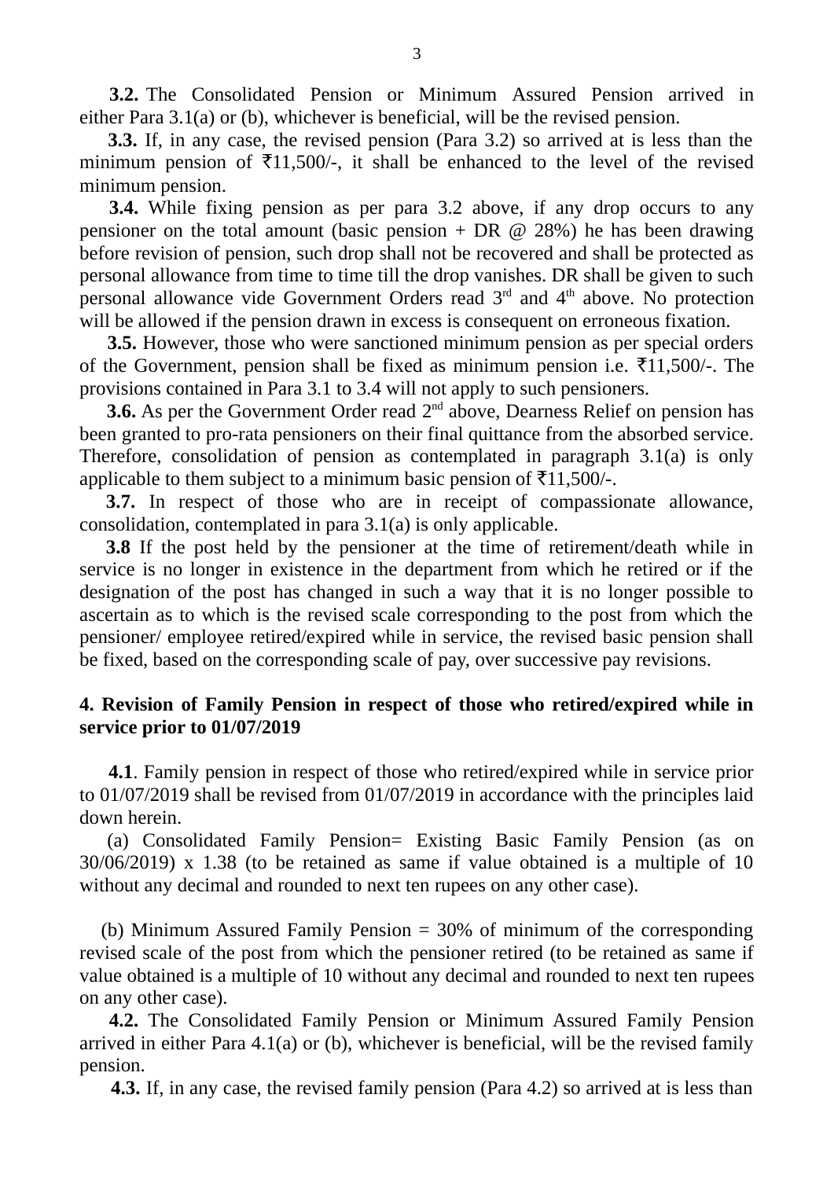**3.2.** The Consolidated Pension or Minimum Assured Pension arrived in either Para 3.1(a) or (b), whichever is beneficial, will be the revised pension.

**3.3.** If, in any case, the revised pension (Para 3.2) so arrived at is less than the minimum pension of ₹11,500/-, it shall be enhanced to the level of the revised minimum pension.

**3.4.** While fixing pension as per para 3.2 above, if any drop occurs to any pensioner on the total amount (basic pension + DR @ 28%) he has been drawing before revision of pension, such drop shall not be recovered and shall be protected as personal allowance from time to time till the drop vanishes. DR shall be given to such personal allowance vide Government Orders read 3rd and 4th above. No protection will be allowed if the pension drawn in excess is consequent on erroneous fixation.

**3.5.** However, those who were sanctioned minimum pension as per special orders of the Government, pension shall be fixed as minimum pension i.e. ₹11,500/-. The provisions contained in Para 3.1 to 3.4 will not apply to such pensioners.

**3.6.** As per the Government Order read 2nd above, Dearness Relief on pension has been granted to pro-rata pensioners on their final quittance from the absorbed service. Therefore, consolidation of pension as contemplated in paragraph 3.1(a) is only applicable to them subject to a minimum basic pension of ₹11,500/-.

**3.7.** In respect of those who are in receipt of compassionate allowance, consolidation, contemplated in para 3.1(a) is only applicable.

**3.8** If the post held by the pensioner at the time of retirement/death while in service is no longer in existence in the department from which he retired or if the designation of the post has changed in such a way that it is no longer possible to ascertain as to which is the revised scale corresponding to the post from which the pensioner/ employee retired/expired while in service, the revised basic pension shall be fixed, based on the corresponding scale of pay, over successive pay revisions.

**4. Revision of Family Pension in respect of those who retired/expired while in service prior to 01/07/2019**

**4.1**. Family pension in respect of those who retired/expired while in service prior to 01/07/2019 shall be revised from 01/07/2019 in accordance with the principles laid down herein.

(a) Consolidated Family Pension= Existing Basic Family Pension (as on 30/06/2019) x 1.38 (to be retained as same if value obtained is a multiple of 10 without any decimal and rounded to next ten rupees on any other case).

(b) Minimum Assured Family Pension = 30% of minimum of the corresponding revised scale of the post from which the pensioner retired (to be retained as same if value obtained is a multiple of 10 without any decimal and rounded to next ten rupees on any other case).

**4.2.** The Consolidated Family Pension or Minimum Assured Family Pension arrived in either Para 4.1(a) or (b), whichever is beneficial, will be the revised family pension.

**4.3.** If, in any case, the revised family pension (Para 4.2) so arrived at is less than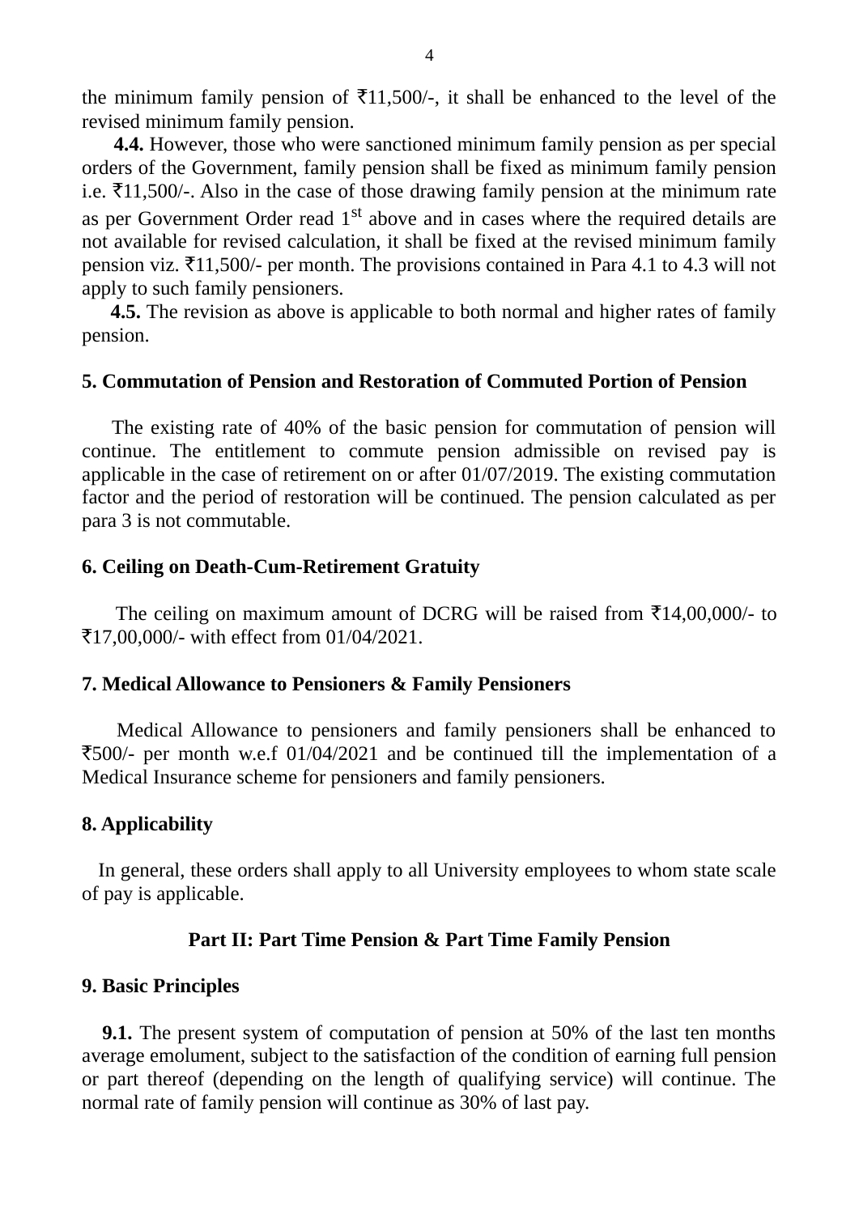the minimum family pension of ₹11,500/-, it shall be enhanced to the level of the revised minimum family pension.

**4.4.** However, those who were sanctioned minimum family pension as per special orders of the Government, family pension shall be fixed as minimum family pension i.e. ₹11,500/-. Also in the case of those drawing family pension at the minimum rate as per Government Order read 1st above and in cases where the required details are not available for revised calculation, it shall be fixed at the revised minimum family pension viz. ₹11,500/- per month. The provisions contained in Para 4.1 to 4.3 will not apply to such family pensioners.

**4.5.** The revision as above is applicable to both normal and higher rates of family pension.

**5. Commutation of Pension and Restoration of Commuted Portion of Pension**

The existing rate of 40% of the basic pension for commutation of pension will continue. The entitlement to commute pension admissible on revised pay is applicable in the case of retirement on or after 01/07/2019. The existing commutation factor and the period of restoration will be continued. The pension calculated as per para 3 is not commutable.

**6. Ceiling on Death-Cum-Retirement Gratuity**

The ceiling on maximum amount of DCRG will be raised from ₹14,00,000/- to ₹17,00,000/- with effect from 01/04/2021.

**7. Medical Allowance to Pensioners & Family Pensioners**

Medical Allowance to pensioners and family pensioners shall be enhanced to ₹500/- per month w.e.f 01/04/2021 and be continued till the implementation of a Medical Insurance scheme for pensioners and family pensioners.

**8. Applicability**

In general, these orders shall apply to all University employees to whom state scale of pay is applicable.

## Part II: Part Time Pension & Part Time Family Pension

**9. Basic Principles**

**9.1.** The present system of computation of pension at 50% of the last ten months average emolument, subject to the satisfaction of the condition of earning full pension or part thereof (depending on the length of qualifying service) will continue. The normal rate of family pension will continue as 30% of last pay.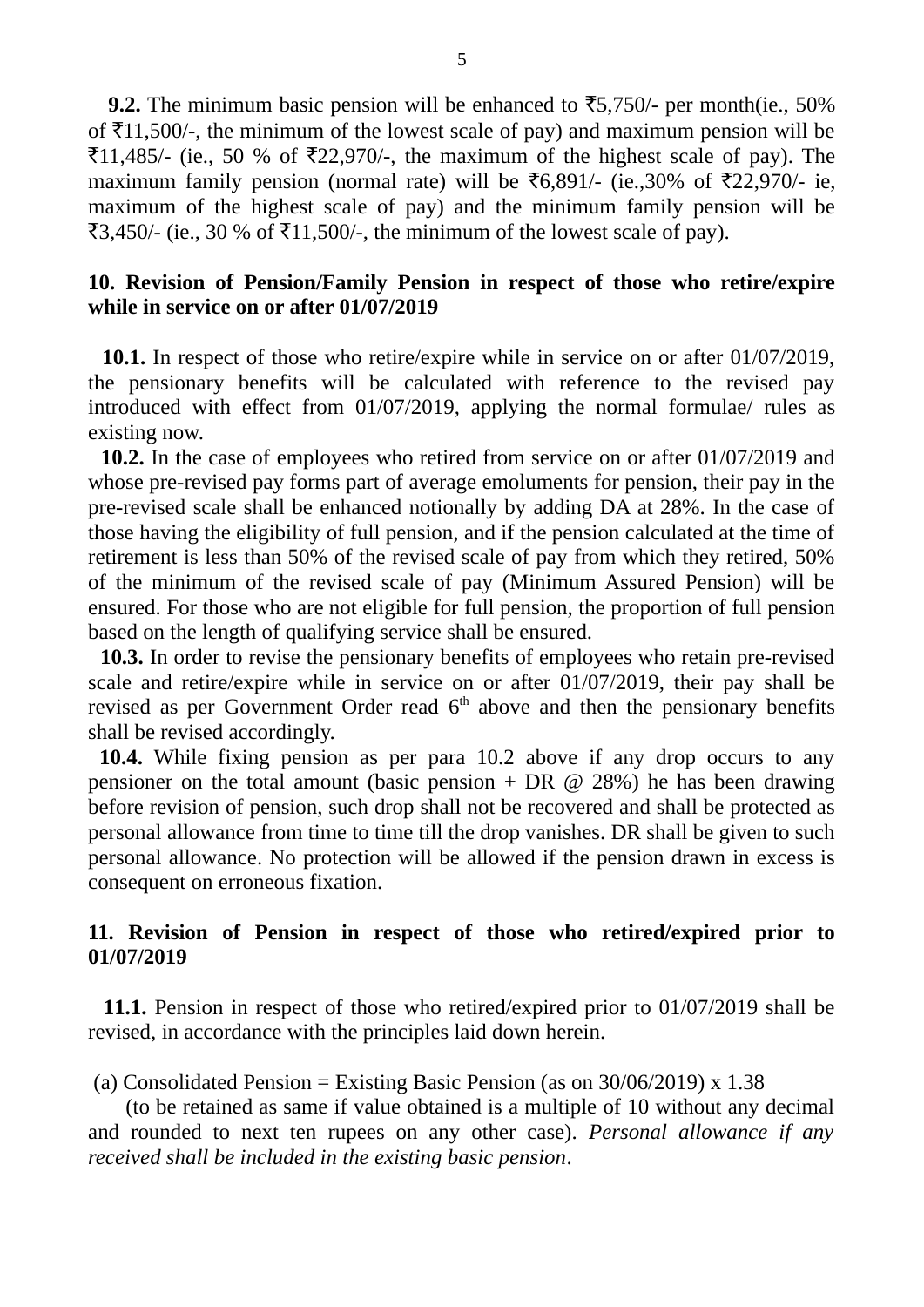**9.2.** The minimum basic pension will be enhanced to ₹5,750/- per month(ie., 50% of ₹11,500/-, the minimum of the lowest scale of pay) and maximum pension will be ₹11,485/- (ie., 50 % of ₹22,970/-, the maximum of the highest scale of pay). The maximum family pension (normal rate) will be ₹6,891/- (ie.,30% of ₹22,970/- ie, maximum of the highest scale of pay) and the minimum family pension will be ₹3,450/- (ie., 30 % of ₹11,500/-, the minimum of the lowest scale of pay).

**10. Revision of Pension/Family Pension in respect of those who retire/expire while in service on or after 01/07/2019**

**10.1.** In respect of those who retire/expire while in service on or after 01/07/2019, the pensionary benefits will be calculated with reference to the revised pay introduced with effect from 01/07/2019, applying the normal formulae/ rules as existing now.

**10.2.** In the case of employees who retired from service on or after 01/07/2019 and whose pre-revised pay forms part of average emoluments for pension, their pay in the pre-revised scale shall be enhanced notionally by adding DA at 28%. In the case of those having the eligibility of full pension, and if the pension calculated at the time of retirement is less than 50% of the revised scale of pay from which they retired, 50% of the minimum of the revised scale of pay (Minimum Assured Pension) will be ensured. For those who are not eligible for full pension, the proportion of full pension based on the length of qualifying service shall be ensured.

**10.3.** In order to revise the pensionary benefits of employees who retain pre-revised scale and retire/expire while in service on or after 01/07/2019, their pay shall be revised as per Government Order read 6th above and then the pensionary benefits shall be revised accordingly.

**10.4.** While fixing pension as per para 10.2 above if any drop occurs to any pensioner on the total amount (basic pension + DR @ 28%) he has been drawing before revision of pension, such drop shall not be recovered and shall be protected as personal allowance from time to time till the drop vanishes. DR shall be given to such personal allowance. No protection will be allowed if the pension drawn in excess is consequent on erroneous fixation.

**11. Revision of Pension in respect of those who retired/expired prior to 01/07/2019**

**11.1.** Pension in respect of those who retired/expired prior to 01/07/2019 shall be revised, in accordance with the principles laid down herein.

(a) Consolidated Pension = Existing Basic Pension (as on 30/06/2019) x 1.38

(to be retained as same if value obtained is a multiple of 10 without any decimal and rounded to next ten rupees on any other case). *Personal allowance if any received shall be included in the existing basic pension*.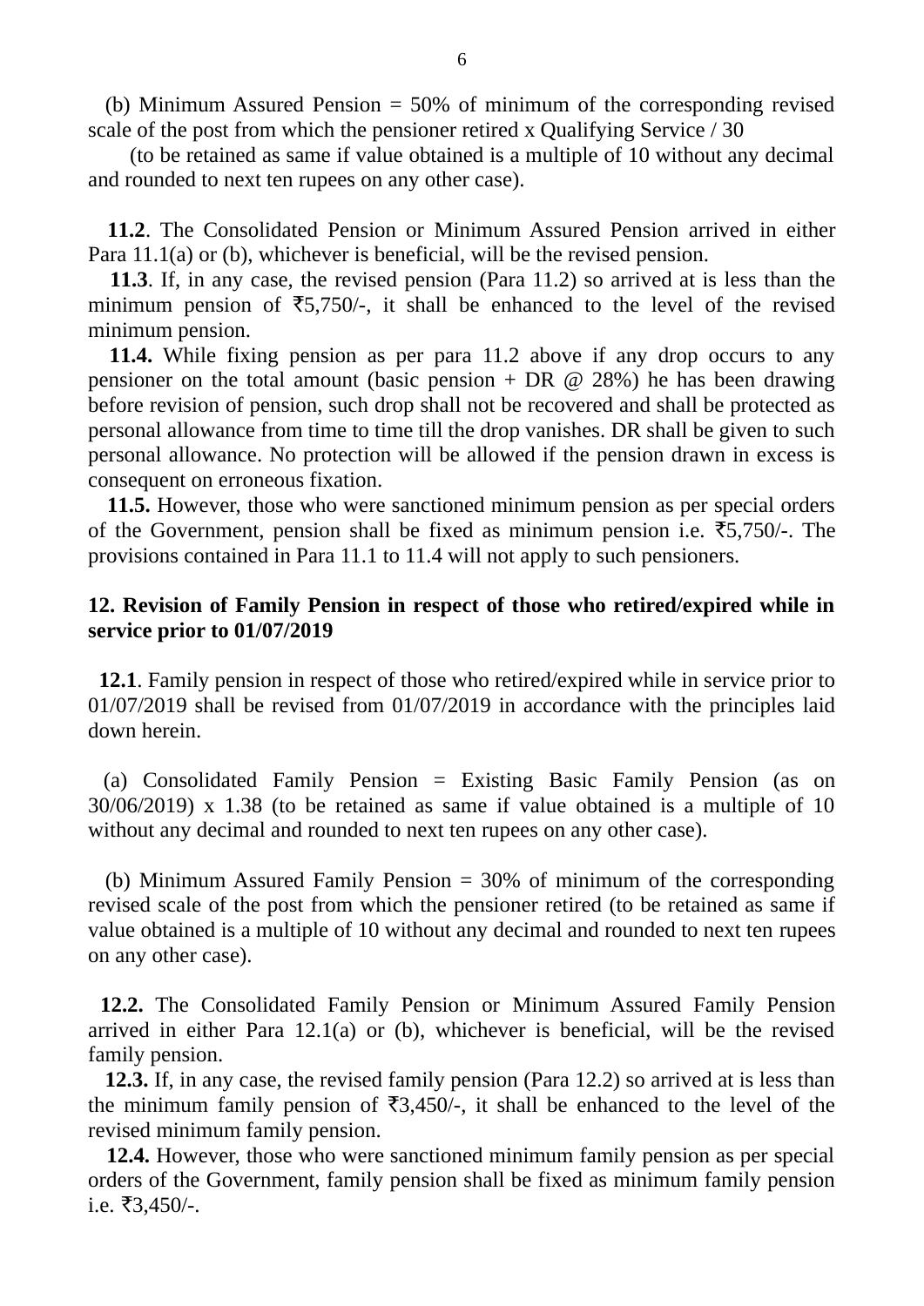(b) Minimum Assured Pension = 50% of minimum of the corresponding revised scale of the post from which the pensioner retired x Qualifying Service / 30

(to be retained as same if value obtained is a multiple of 10 without any decimal and rounded to next ten rupees on any other case).

**11.2**. The Consolidated Pension or Minimum Assured Pension arrived in either Para 11.1(a) or (b), whichever is beneficial, will be the revised pension.

**11.3**. If, in any case, the revised pension (Para 11.2) so arrived at is less than the minimum pension of ₹5,750/-, it shall be enhanced to the level of the revised minimum pension.

**11.4.** While fixing pension as per para 11.2 above if any drop occurs to any pensioner on the total amount (basic pension + DR @ 28%) he has been drawing before revision of pension, such drop shall not be recovered and shall be protected as personal allowance from time to time till the drop vanishes. DR shall be given to such personal allowance. No protection will be allowed if the pension drawn in excess is consequent on erroneous fixation.

**11.5.** However, those who were sanctioned minimum pension as per special orders of the Government, pension shall be fixed as minimum pension i.e. ₹5,750/-. The provisions contained in Para 11.1 to 11.4 will not apply to such pensioners.

**12. Revision of Family Pension in respect of those who retired/expired while in service prior to 01/07/2019**

**12.1**. Family pension in respect of those who retired/expired while in service prior to 01/07/2019 shall be revised from 01/07/2019 in accordance with the principles laid down herein.

(a) Consolidated Family Pension = Existing Basic Family Pension (as on 30/06/2019) x 1.38 (to be retained as same if value obtained is a multiple of 10 without any decimal and rounded to next ten rupees on any other case).

(b) Minimum Assured Family Pension = 30% of minimum of the corresponding revised scale of the post from which the pensioner retired (to be retained as same if value obtained is a multiple of 10 without any decimal and rounded to next ten rupees on any other case).

**12.2.** The Consolidated Family Pension or Minimum Assured Family Pension arrived in either Para 12.1(a) or (b), whichever is beneficial, will be the revised family pension.

**12.3.** If, in any case, the revised family pension (Para 12.2) so arrived at is less than the minimum family pension of ₹3,450/-, it shall be enhanced to the level of the revised minimum family pension.

**12.4.** However, those who were sanctioned minimum family pension as per special orders of the Government, family pension shall be fixed as minimum family pension i.e. ₹3,450/-.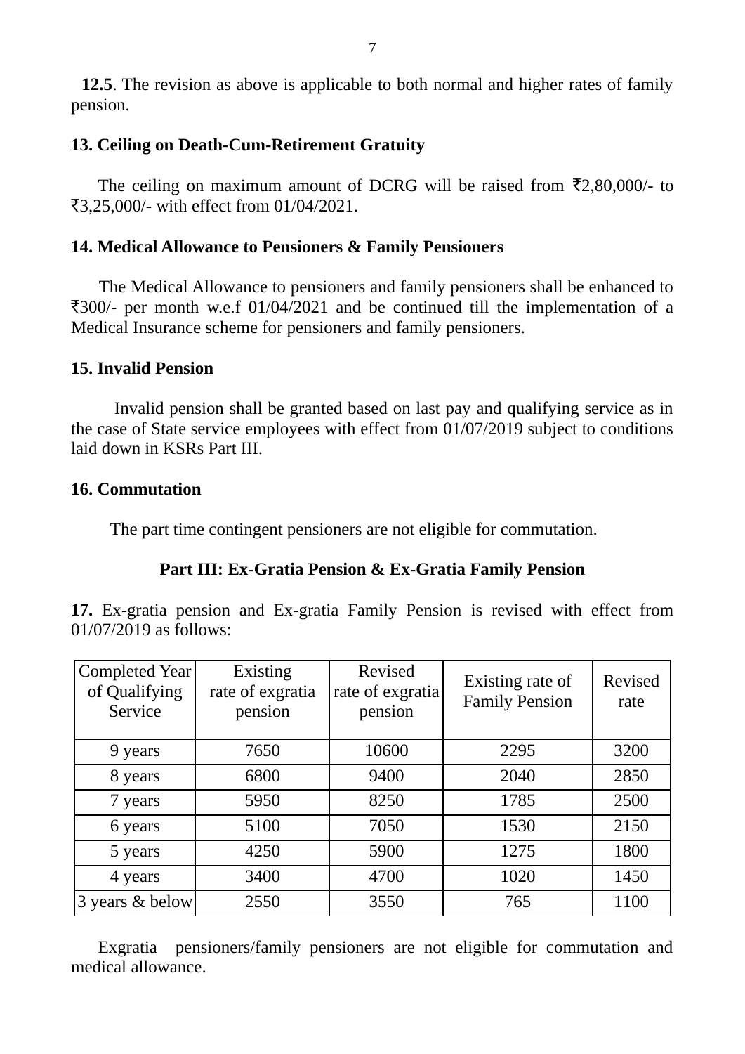**12.5**. The revision as above is applicable to both normal and higher rates of family pension.

### 13. Ceiling on Death-Cum-Retirement Gratuity

The ceiling on maximum amount of DCRG will be raised from ₹2,80,000/- to ₹3,25,000/- with effect from 01/04/2021.

### 14. Medical Allowance to Pensioners & Family Pensioners

The Medical Allowance to pensioners and family pensioners shall be enhanced to ₹300/- per month w.e.f 01/04/2021 and be continued till the implementation of a Medical Insurance scheme for pensioners and family pensioners.

### 15. Invalid Pension

Invalid pension shall be granted based on last pay and qualifying service as in the case of State service employees with effect from 01/07/2019 subject to conditions laid down in KSRs Part III.

### 16. Commutation

The part time contingent pensioners are not eligible for commutation.

## Part III: Ex-Gratia Pension & Ex-Gratia Family Pension

**17.** Ex-gratia pension and Ex-gratia Family Pension is revised with effect from 01/07/2019 as follows:

| Completed Year of Qualifying Service | Existing rate of exgratia pension | Revised rate of exgratia pension | Existing rate of Family Pension | Revised rate |
|---|---|---|---|---|
| 9 years | 7650 | 10600 | 2295 | 3200 |
| 8 years | 6800 | 9400 | 2040 | 2850 |
| 7 years | 5950 | 8250 | 1785 | 2500 |
| 6 years | 5100 | 7050 | 1530 | 2150 |
| 5 years | 4250 | 5900 | 1275 | 1800 |
| 4 years | 3400 | 4700 | 1020 | 1450 |
| 3 years & below | 2550 | 3550 | 765 | 1100 |

Exgratia pensioners/family pensioners are not eligible for commutation and medical allowance.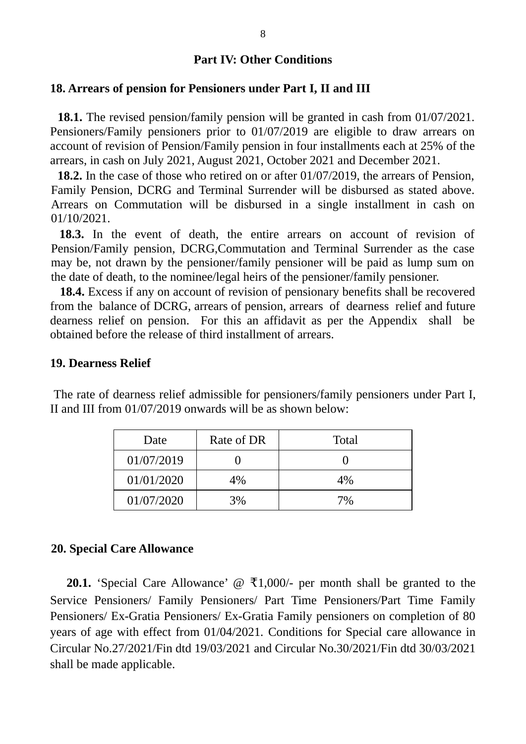## Part IV: Other Conditions

### 18. Arrears of pension for Pensioners under Part I, II and III

**18.1.** The revised pension/family pension will be granted in cash from 01/07/2021. Pensioners/Family pensioners prior to 01/07/2019 are eligible to draw arrears on account of revision of Pension/Family pension in four installments each at 25% of the arrears, in cash on July 2021, August 2021, October 2021 and December 2021.

**18.2.** In the case of those who retired on or after 01/07/2019, the arrears of Pension, Family Pension, DCRG and Terminal Surrender will be disbursed as stated above. Arrears on Commutation will be disbursed in a single installment in cash on 01/10/2021.

**18.3.** In the event of death, the entire arrears on account of revision of Pension/Family pension, DCRG,Commutation and Terminal Surrender as the case may be, not drawn by the pensioner/family pensioner will be paid as lump sum on the date of death, to the nominee/legal heirs of the pensioner/family pensioner.

**18.4.** Excess if any on account of revision of pensionary benefits shall be recovered from the balance of DCRG, arrears of pension, arrears of dearness relief and future dearness relief on pension. For this an affidavit as per the Appendix shall be obtained before the release of third installment of arrears.

### 19. Dearness Relief

The rate of dearness relief admissible for pensioners/family pensioners under Part I, II and III from 01/07/2019 onwards will be as shown below:

| Date | Rate of DR | Total |
|---|---|---|
| 01/07/2019 | 0 | 0 |
| 01/01/2020 | 4% | 4% |
| 01/07/2020 | 3% | 7% |

### 20. Special Care Allowance

**20.1.** 'Special Care Allowance' @ ₹1,000/- per month shall be granted to the Service Pensioners/ Family Pensioners/ Part Time Pensioners/Part Time Family Pensioners/ Ex-Gratia Pensioners/ Ex-Gratia Family pensioners on completion of 80 years of age with effect from 01/04/2021. Conditions for Special care allowance in Circular No.27/2021/Fin dtd 19/03/2021 and Circular No.30/2021/Fin dtd 30/03/2021 shall be made applicable.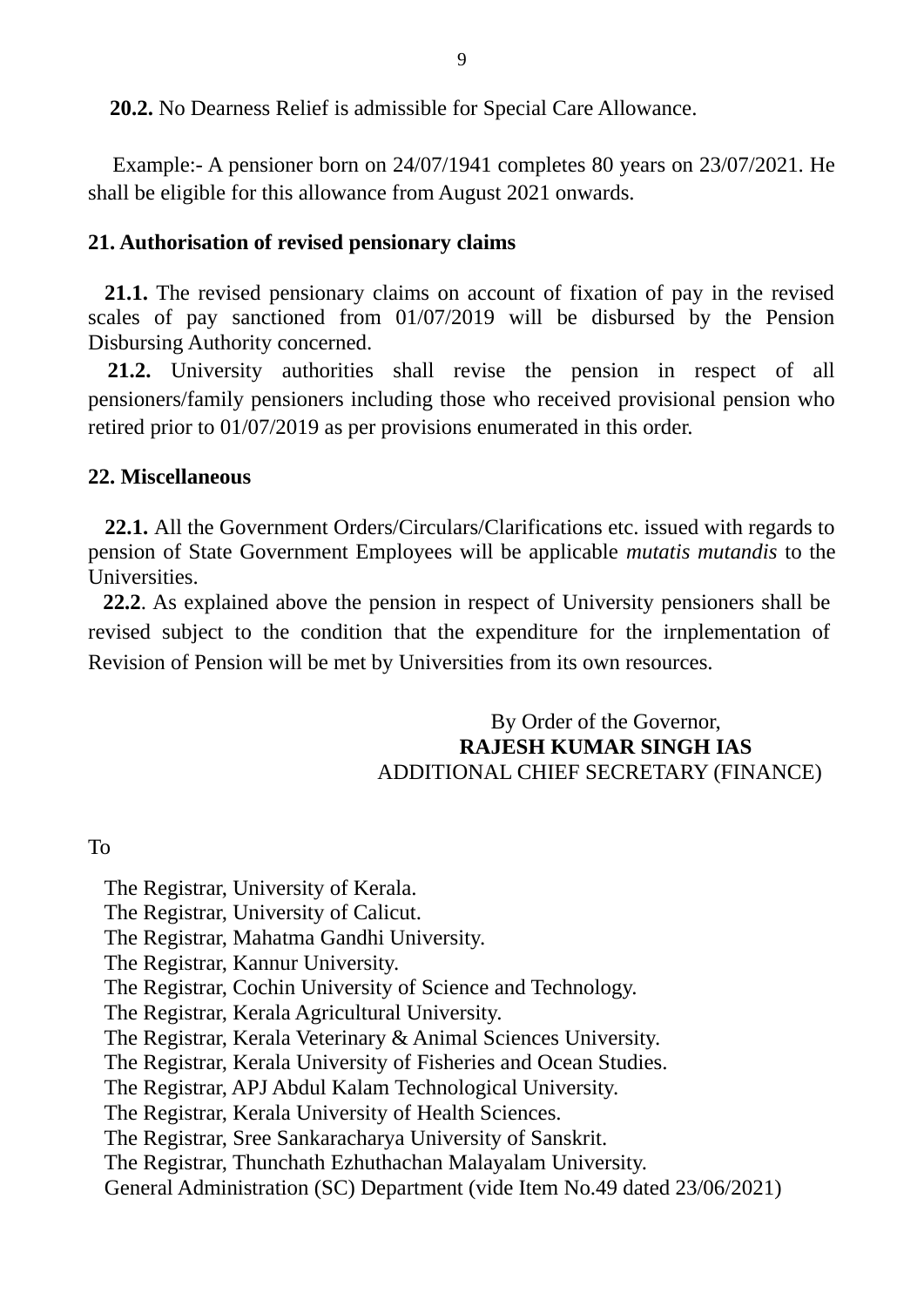**20.2.** No Dearness Relief is admissible for Special Care Allowance.

Example:- A pensioner born on 24/07/1941 completes 80 years on 23/07/2021. He shall be eligible for this allowance from August 2021 onwards.

## 21. Authorisation of revised pensionary claims

**21.1.** The revised pensionary claims on account of fixation of pay in the revised scales of pay sanctioned from 01/07/2019 will be disbursed by the Pension Disbursing Authority concerned.

**21.2.** University authorities shall revise the pension in respect of all pensioners/family pensioners including those who received provisional pension who retired prior to 01/07/2019 as per provisions enumerated in this order.

## 22. Miscellaneous

**22.1.** All the Government Orders/Circulars/Clarifications etc. issued with regards to pension of State Government Employees will be applicable *mutatis mutandis* to the Universities.

**22.2**. As explained above the pension in respect of University pensioners shall be revised subject to the condition that the expenditure for the irnplementation of Revision of Pension will be met by Universities from its own resources.

By Order of the Governor,
**RAJESH KUMAR SINGH IAS**
ADDITIONAL CHIEF SECRETARY (FINANCE)

To

The Registrar, University of Kerala.
The Registrar, University of Calicut.
The Registrar, Mahatma Gandhi University.
The Registrar, Kannur University.
The Registrar, Cochin University of Science and Technology.
The Registrar, Kerala Agricultural University.
The Registrar, Kerala Veterinary & Animal Sciences University.
The Registrar, Kerala University of Fisheries and Ocean Studies.
The Registrar, APJ Abdul Kalam Technological University.
The Registrar, Kerala University of Health Sciences.
The Registrar, Sree Sankaracharya University of Sanskrit.
The Registrar, Thunchath Ezhuthachan Malayalam University.
General Administration (SC) Department (vide Item No.49 dated 23/06/2021)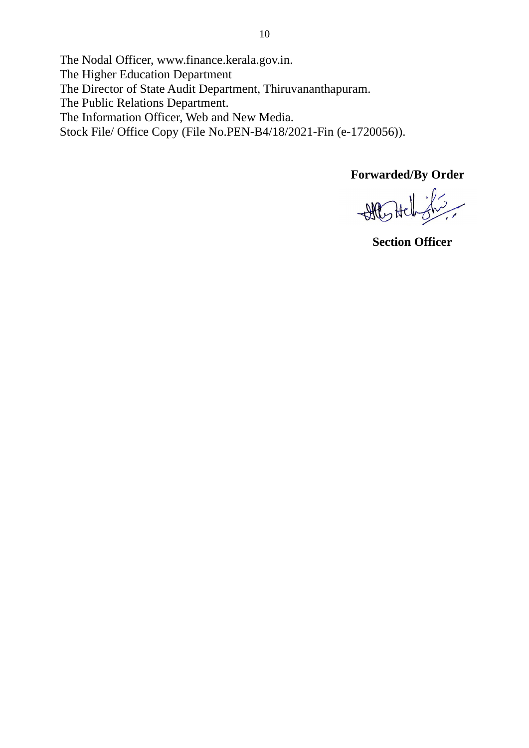The Nodal Officer, www.finance.kerala.gov.in.
The Higher Education Department
The Director of State Audit Department, Thiruvananthapuram.
The Public Relations Department.
The Information Officer, Web and New Media.
Stock File/ Office Copy (File No.PEN-B4/18/2021-Fin (e-1720056)).

**Forwarded/By Order**

**Section Officer**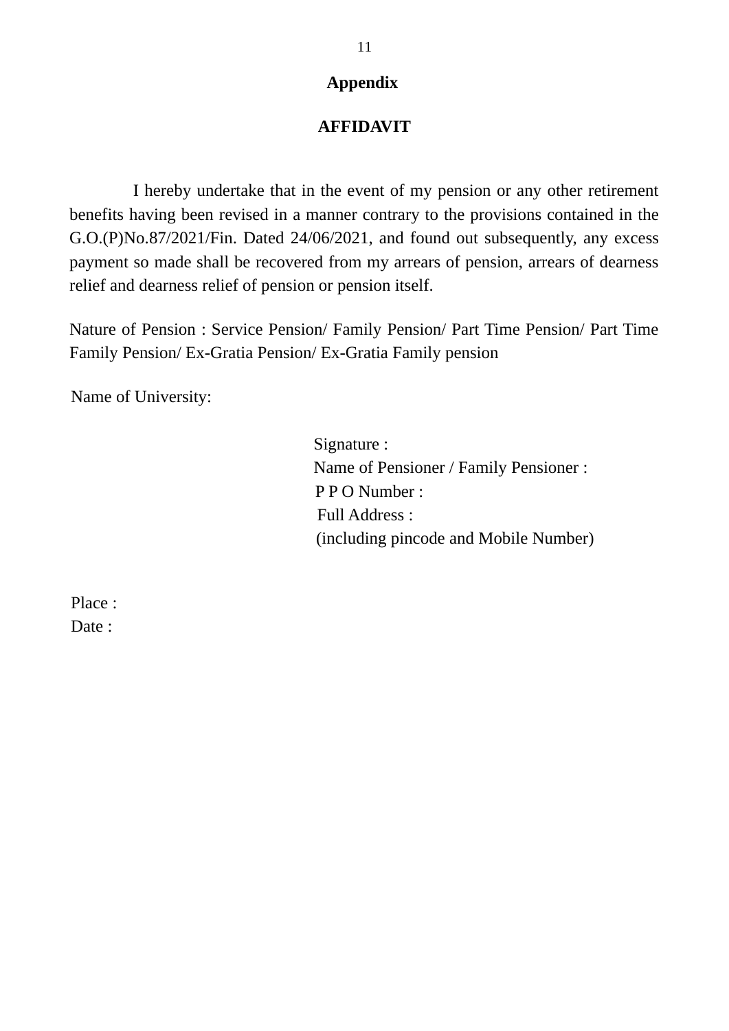## Appendix

## AFFIDAVIT

I hereby undertake that in the event of my pension or any other retirement benefits having been revised in a manner contrary to the provisions contained in the G.O.(P)No.87/2021/Fin. Dated 24/06/2021, and found out subsequently, any excess payment so made shall be recovered from my arrears of pension, arrears of dearness relief and dearness relief of pension or pension itself.

Nature of Pension : Service Pension/ Family Pension/ Part Time Pension/ Part Time Family Pension/ Ex-Gratia Pension/ Ex-Gratia Family pension

Name of University:

Signature :
Name of Pensioner / Family Pensioner :
P P O Number :
Full Address :
(including pincode and Mobile Number)

Place :
Date :